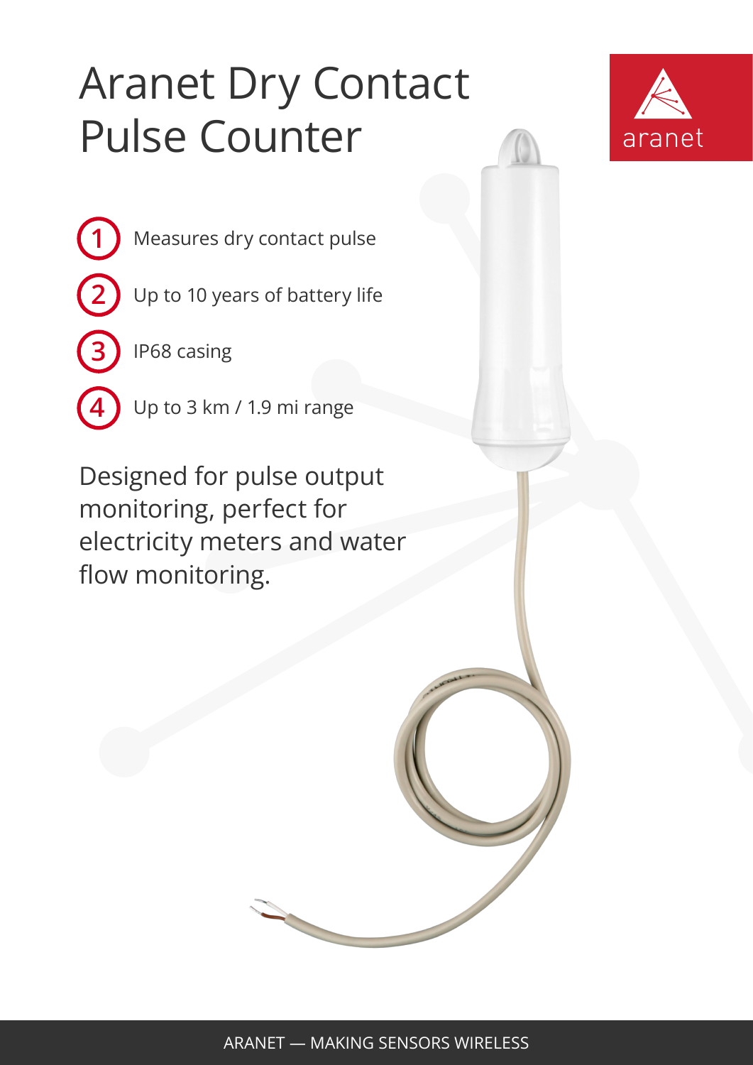# Aranet Dry Contact Pulse Counter

aranet

1. Measures dry contact pulse
2. Up to 10 years of battery life
3. IP68 casing
4. Up to 3 km / 1.9 mi range

Designed for pulse output monitoring, perfect for electricity meters and water flow monitoring.

ARANET — MAKING SENSORS WIRELESS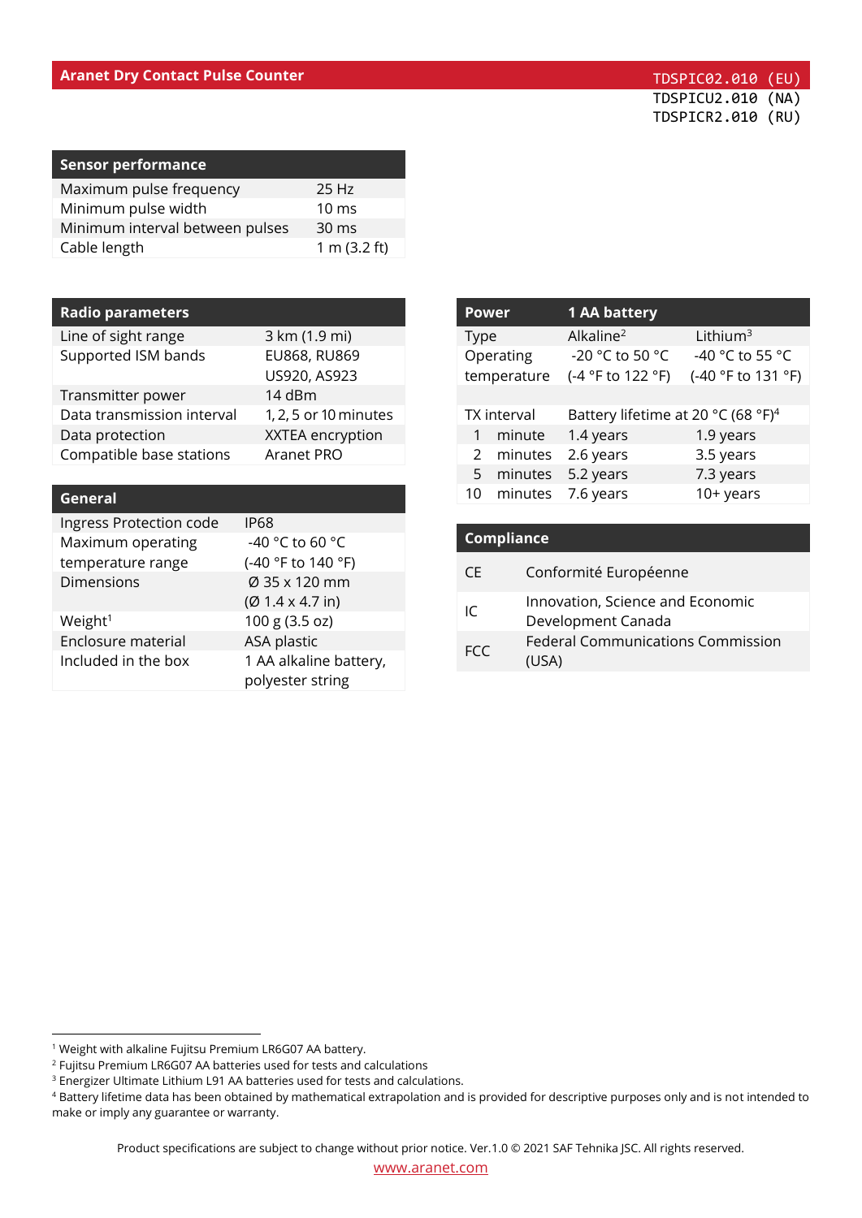## Aranet Dry Contact Pulse Counter

TDSPIC02.010 (EU)
TDSPICU2.010 (NA)
TDSPICR2.010 (RU)

| Sensor performance | |
|---|---|
| Maximum pulse frequency | 25 Hz |
| Minimum pulse width | 10 ms |
| Minimum interval between pulses | 30 ms |
| Cable length | 1 m (3.2 ft) |

| Radio parameters | |
|---|---|
| Line of sight range | 3 km (1.9 mi) |
| Supported ISM bands | EU868, RU869 US920, AS923 |
| Transmitter power | 14 dBm |
| Data transmission interval | 1, 2, 5 or 10 minutes |
| Data protection | XXTEA encryption |
| Compatible base stations | Aranet PRO |

| General | |
|---|---|
| Ingress Protection code | IP68 |
| Maximum operating temperature range | -40 °C to 60 °C (-40 °F to 140 °F) |
| Dimensions | Ø 35 x 120 mm (Ø 1.4 x 4.7 in) |
| Weight[1] | 100 g (3.5 oz) |
| Enclosure material | ASA plastic |
| Included in the box | 1 AA alkaline battery, polyester string |

| Power | 1 AA battery | |
|---|---|---|
| Type | Alkaline[2] | Lithium[3] |
| Operating temperature | -20 °C to 50 °C (-4 °F to 122 °F) | -40 °C to 55 °C (-40 °F to 131 °F) |
| TX interval | Battery lifetime at 20 °C (68 °F)[4] | |
| 1 minute | 1.4 years | 1.9 years |
| 2 minutes | 2.6 years | 3.5 years |
| 5 minutes | 5.2 years | 7.3 years |
| 10 minutes | 7.6 years | 10+ years |

| Compliance | |
|---|---|
| CE | Conformité Européenne |
| IC | Innovation, Science and Economic Development Canada |
| FCC | Federal Communications Commission (USA) |

[1] Weight with alkaline Fujitsu Premium LR6G07 AA battery.
[2] Fujitsu Premium LR6G07 AA batteries used for tests and calculations
[3] Energizer Ultimate Lithium L91 AA batteries used for tests and calculations.
[4] Battery lifetime data has been obtained by mathematical extrapolation and is provided for descriptive purposes only and is not intended to make or imply any guarantee or warranty.

Product specifications are subject to change without prior notice. Ver.1.0 © 2021 SAF Tehnika JSC. All rights reserved.
www.aranet.com